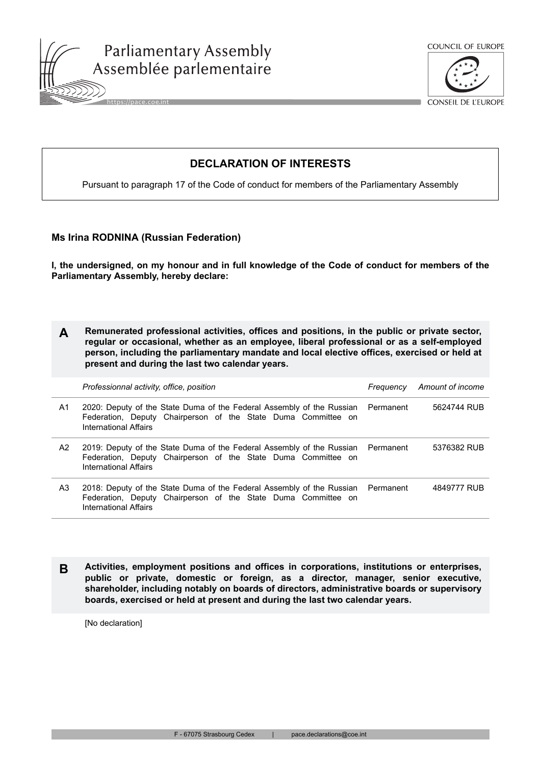Parliamentary Assembly
Assemblée parlementaire

https://pace.coe.int

COUNCIL OF EUROPE
CONSEIL DE L'EUROPE

# DECLARATION OF INTERESTS

Pursuant to paragraph 17 of the Code of conduct for members of the Parliamentary Assembly

**Ms Irina RODNINA (Russian Federation)**

**I, the undersigned, on my honour and in full knowledge of the Code of conduct for members of the Parliamentary Assembly, hereby declare:**

## A Remunerated professional activities, offices and positions, in the public or private sector, regular or occasional, whether as an employee, liberal professional or as a self-employed person, including the parliamentary mandate and local elective offices, exercised or held at present and during the last two calendar years.

| | *Professionnal activity, office, position* | *Frequency* | *Amount of income* |
|---|---|---|---|
| A1 | 2020: Deputy of the State Duma of the Federal Assembly of the Russian Federation, Deputy Chairperson of the State Duma Committee on International Affairs | Permanent | 5624744 RUB |
| A2 | 2019: Deputy of the State Duma of the Federal Assembly of the Russian Federation, Deputy Chairperson of the State Duma Committee on International Affairs | Permanent | 5376382 RUB |
| A3 | 2018: Deputy of the State Duma of the Federal Assembly of the Russian Federation, Deputy Chairperson of the State Duma Committee on International Affairs | Permanent | 4849777 RUB |

## B Activities, employment positions and offices in corporations, institutions or enterprises, public or private, domestic or foreign, as a director, manager, senior executive, shareholder, including notably on boards of directors, administrative boards or supervisory boards, exercised or held at present and during the last two calendar years.

[No declaration]

F - 67075 Strasbourg Cedex | pace.declarations@coe.int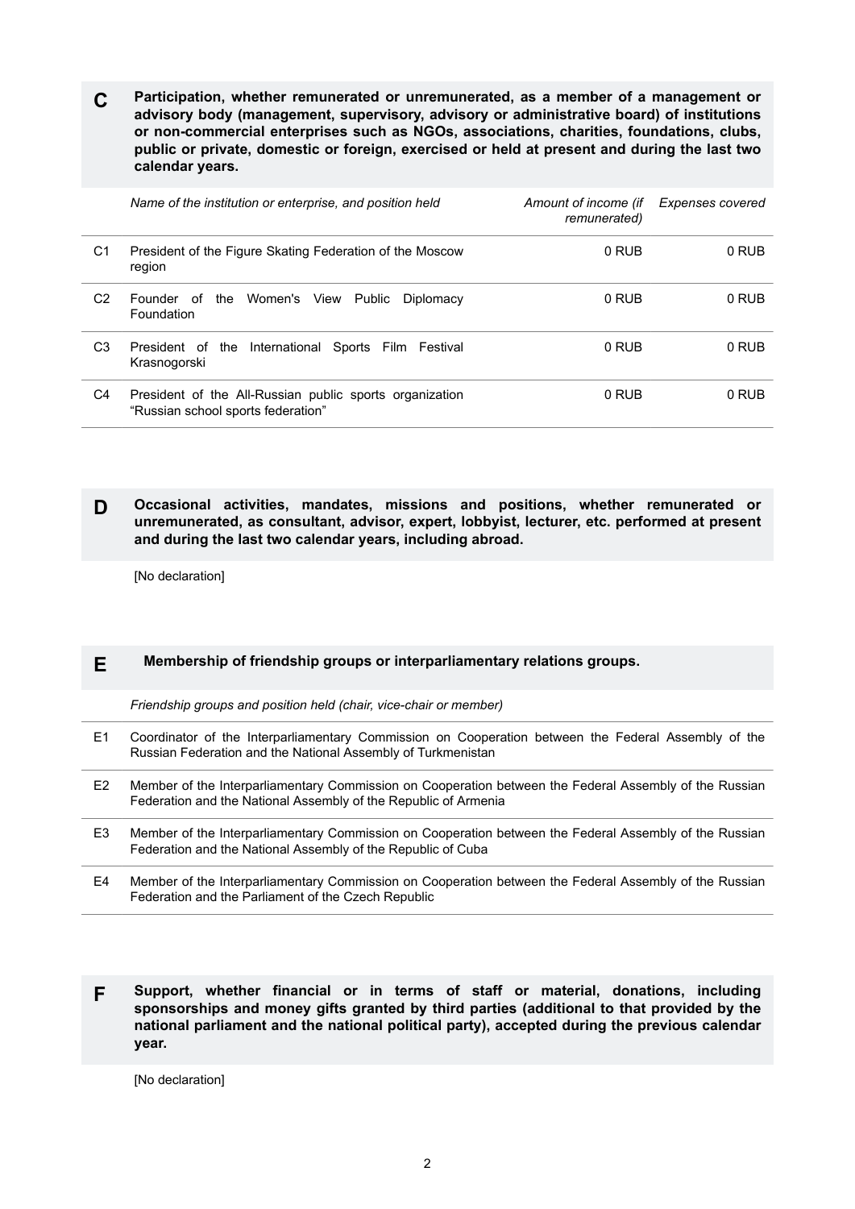## C Participation, whether remunerated or unremunerated, as a member of a management or advisory body (management, supervisory, advisory or administrative board) of institutions or non-commercial enterprises such as NGOs, associations, charities, foundations, clubs, public or private, domestic or foreign, exercised or held at present and during the last two calendar years.

| | *Name of the institution or enterprise, and position held* | *Amount of income (if remunerated)* | *Expenses covered* |
|---|---|---|---|
| C1 | President of the Figure Skating Federation of the Moscow region | 0 RUB | 0 RUB |
| C2 | Founder of the Women's View Public Diplomacy Foundation | 0 RUB | 0 RUB |
| C3 | President of the International Sports Film Festival Krasnogorski | 0 RUB | 0 RUB |
| C4 | President of the All-Russian public sports organization "Russian school sports federation" | 0 RUB | 0 RUB |

## D Occasional activities, mandates, missions and positions, whether remunerated or unremunerated, as consultant, advisor, expert, lobbyist, lecturer, etc. performed at present and during the last two calendar years, including abroad.

[No declaration]

## E Membership of friendship groups or interparliamentary relations groups.

| | *Friendship groups and position held (chair, vice-chair or member)* |
|---|---|
| E1 | Coordinator of the Interparliamentary Commission on Cooperation between the Federal Assembly of the Russian Federation and the National Assembly of Turkmenistan |
| E2 | Member of the Interparliamentary Commission on Cooperation between the Federal Assembly of the Russian Federation and the National Assembly of the Republic of Armenia |
| E3 | Member of the Interparliamentary Commission on Cooperation between the Federal Assembly of the Russian Federation and the National Assembly of the Republic of Cuba |
| E4 | Member of the Interparliamentary Commission on Cooperation between the Federal Assembly of the Russian Federation and the Parliament of the Czech Republic |

## F Support, whether financial or in terms of staff or material, donations, including sponsorships and money gifts granted by third parties (additional to that provided by the national parliament and the national political party), accepted during the previous calendar year.

[No declaration]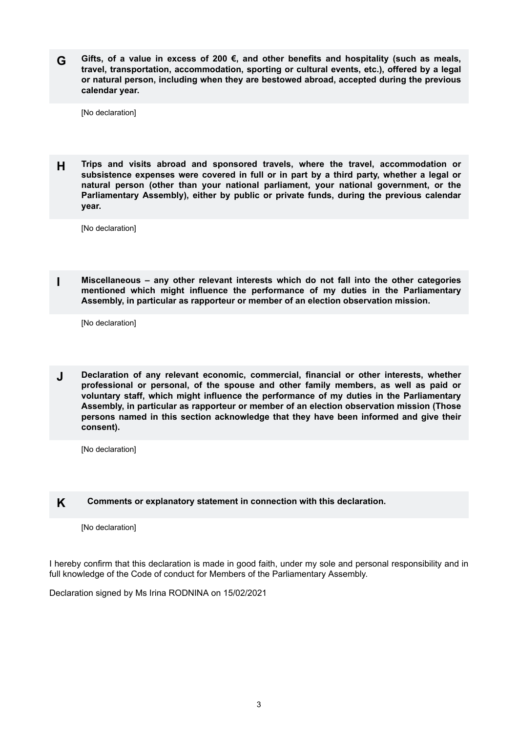**G** **Gifts, of a value in excess of 200 €, and other benefits and hospitality (such as meals, travel, transportation, accommodation, sporting or cultural events, etc.), offered by a legal or natural person, including when they are bestowed abroad, accepted during the previous calendar year.**

[No declaration]

**H** **Trips and visits abroad and sponsored travels, where the travel, accommodation or subsistence expenses were covered in full or in part by a third party, whether a legal or natural person (other than your national parliament, your national government, or the Parliamentary Assembly), either by public or private funds, during the previous calendar year.**

[No declaration]

**I** **Miscellaneous – any other relevant interests which do not fall into the other categories mentioned which might influence the performance of my duties in the Parliamentary Assembly, in particular as rapporteur or member of an election observation mission.**

[No declaration]

**J** **Declaration of any relevant economic, commercial, financial or other interests, whether professional or personal, of the spouse and other family members, as well as paid or voluntary staff, which might influence the performance of my duties in the Parliamentary Assembly, in particular as rapporteur or member of an election observation mission (Those persons named in this section acknowledge that they have been informed and give their consent).**

[No declaration]

**K** **Comments or explanatory statement in connection with this declaration.**

[No declaration]

I hereby confirm that this declaration is made in good faith, under my sole and personal responsibility and in full knowledge of the Code of conduct for Members of the Parliamentary Assembly.

Declaration signed by Ms Irina RODNINA on 15/02/2021